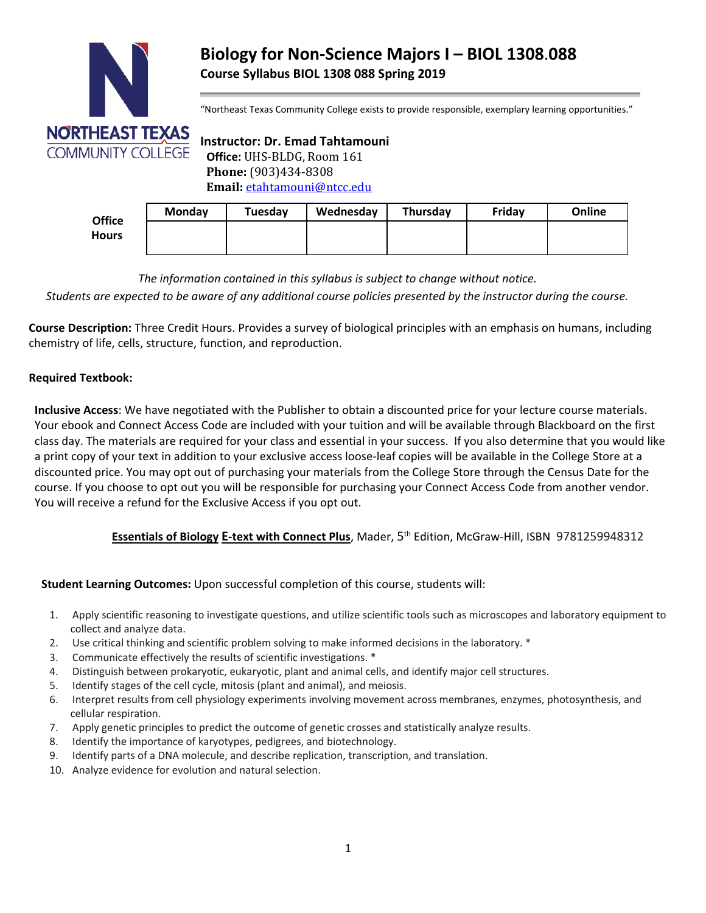# Biology for Non-Science Majors I – BIOL 1308.088

**Course Syllabus BIOL 1308 088 Spring 2019**

"Northeast Texas Community College exists to provide responsible, exemplary learning opportunities."

**Instructor: Dr. Emad Tahtamouni**
**Office:** UHS-BLDG, Room 161
**Phone:** (903)434-8308
**Email:** etahtamouni@ntcc.edu

| Office Hours | Monday | Tuesday | Wednesday | Thursday | Friday | Online |
|---|---|---|---|---|---|---|
| | | | | | | |

*The information contained in this syllabus is subject to change without notice.*
*Students are expected to be aware of any additional course policies presented by the instructor during the course.*

**Course Description:** Three Credit Hours. Provides a survey of biological principles with an emphasis on humans, including chemistry of life, cells, structure, function, and reproduction.

**Required Textbook:**

**Inclusive Access**: We have negotiated with the Publisher to obtain a discounted price for your lecture course materials. Your ebook and Connect Access Code are included with your tuition and will be available through Blackboard on the first class day. The materials are required for your class and essential in your success. If you also determine that you would like a print copy of your text in addition to your exclusive access loose-leaf copies will be available in the College Store at a discounted price. You may opt out of purchasing your materials from the College Store through the Census Date for the course. If you choose to opt out you will be responsible for purchasing your Connect Access Code from another vendor. You will receive a refund for the Exclusive Access if you opt out.

**Essentials of Biology E-text with Connect Plus**, Mader, 5th Edition, McGraw-Hill, ISBN 9781259948312

**Student Learning Outcomes:** Upon successful completion of this course, students will:

1. Apply scientific reasoning to investigate questions, and utilize scientific tools such as microscopes and laboratory equipment to collect and analyze data.
2. Use critical thinking and scientific problem solving to make informed decisions in the laboratory. *
3. Communicate effectively the results of scientific investigations. *
4. Distinguish between prokaryotic, eukaryotic, plant and animal cells, and identify major cell structures.
5. Identify stages of the cell cycle, mitosis (plant and animal), and meiosis.
6. Interpret results from cell physiology experiments involving movement across membranes, enzymes, photosynthesis, and cellular respiration.
7. Apply genetic principles to predict the outcome of genetic crosses and statistically analyze results.
8. Identify the importance of karyotypes, pedigrees, and biotechnology.
9. Identify parts of a DNA molecule, and describe replication, transcription, and translation.
10. Analyze evidence for evolution and natural selection.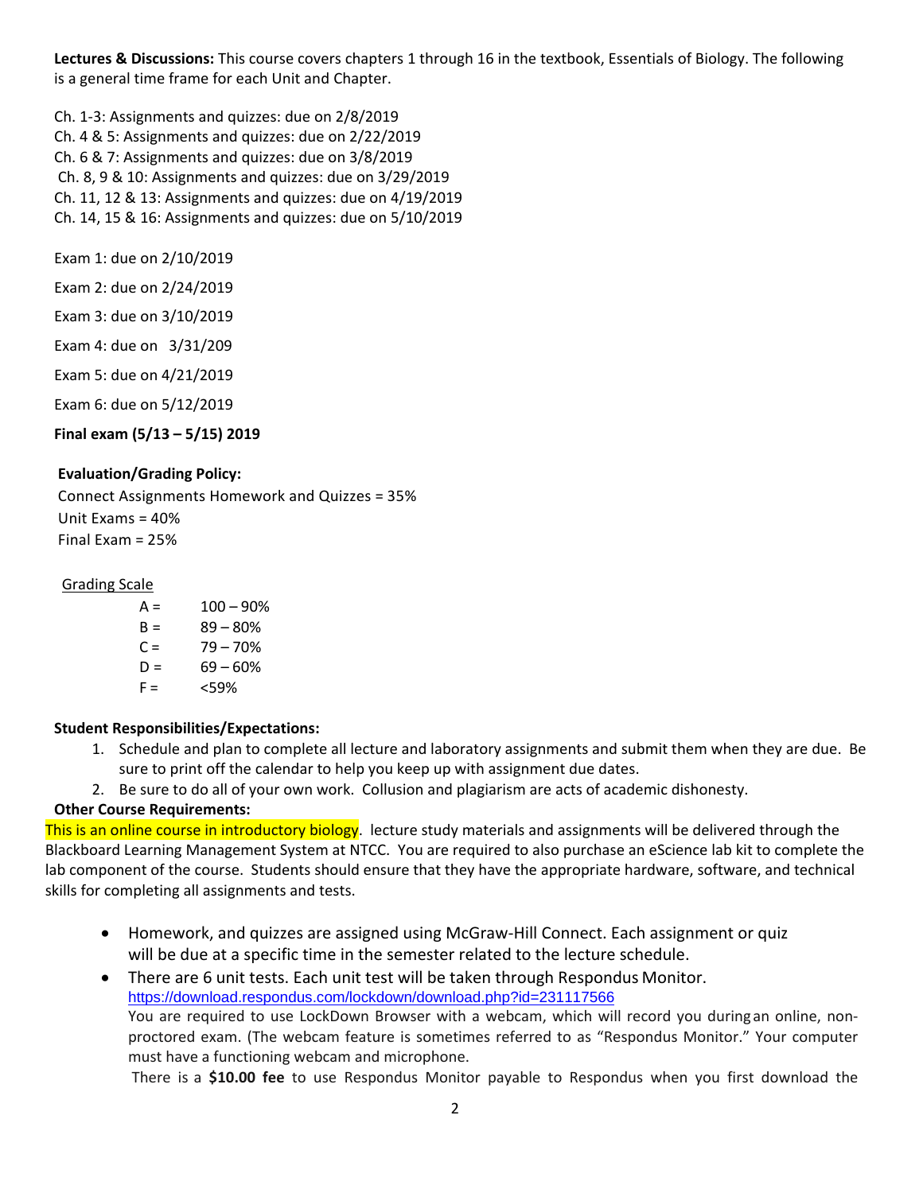**Lectures & Discussions:** This course covers chapters 1 through 16 in the textbook, Essentials of Biology. The following is a general time frame for each Unit and Chapter.

Ch. 1-3: Assignments and quizzes: due on 2/8/2019
Ch. 4 & 5: Assignments and quizzes: due on 2/22/2019
Ch. 6 & 7: Assignments and quizzes: due on 3/8/2019
Ch. 8, 9 & 10: Assignments and quizzes: due on 3/29/2019
Ch. 11, 12 & 13: Assignments and quizzes: due on 4/19/2019
Ch. 14, 15 & 16: Assignments and quizzes: due on 5/10/2019

Exam 1: due on 2/10/2019

Exam 2: due on 2/24/2019

Exam 3: due on 3/10/2019

Exam 4: due on 3/31/209

Exam 5: due on 4/21/2019

Exam 6: due on 5/12/2019

**Final exam (5/13 – 5/15) 2019**

**Evaluation/Grading Policy:**

Connect Assignments Homework and Quizzes = 35%
Unit Exams = 40%
Final Exam = 25%

Grading Scale

| | |
|---|---|
| A = | 100 – 90% |
| B = | 89 – 80% |
| C = | 79 – 70% |
| D = | 69 – 60% |
| F = | <59% |

**Student Responsibilities/Expectations:**

1. Schedule and plan to complete all lecture and laboratory assignments and submit them when they are due. Be sure to print off the calendar to help you keep up with assignment due dates.
2. Be sure to do all of your own work. Collusion and plagiarism are acts of academic dishonesty.

**Other Course Requirements:**

This is an online course in introductory biology. lecture study materials and assignments will be delivered through the Blackboard Learning Management System at NTCC. You are required to also purchase an eScience lab kit to complete the lab component of the course. Students should ensure that they have the appropriate hardware, software, and technical skills for completing all assignments and tests.

- Homework, and quizzes are assigned using McGraw-Hill Connect. Each assignment or quiz will be due at a specific time in the semester related to the lecture schedule.
- There are 6 unit tests. Each unit test will be taken through Respondus Monitor. https://download.respondus.com/lockdown/download.php?id=231117566
  You are required to use LockDown Browser with a webcam, which will record you during an online, non-proctored exam. (The webcam feature is sometimes referred to as "Respondus Monitor." Your computer must have a functioning webcam and microphone.
  There is a **$10.00 fee** to use Respondus Monitor payable to Respondus when you first download the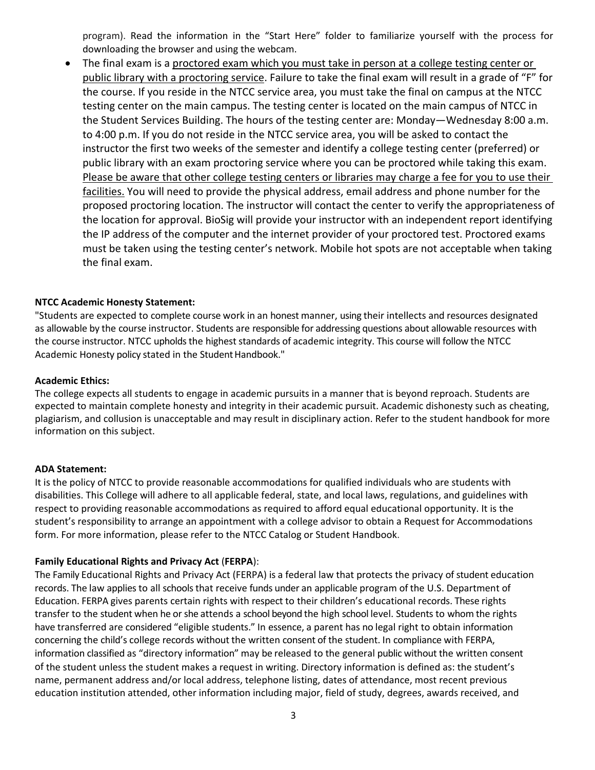program). Read the information in the "Start Here" folder to familiarize yourself with the process for downloading the browser and using the webcam.

- The final exam is a proctored exam which you must take in person at a college testing center or public library with a proctoring service. Failure to take the final exam will result in a grade of "F" for the course. If you reside in the NTCC service area, you must take the final on campus at the NTCC testing center on the main campus. The testing center is located on the main campus of NTCC in the Student Services Building. The hours of the testing center are: Monday—Wednesday 8:00 a.m. to 4:00 p.m. If you do not reside in the NTCC service area, you will be asked to contact the instructor the first two weeks of the semester and identify a college testing center (preferred) or public library with an exam proctoring service where you can be proctored while taking this exam. Please be aware that other college testing centers or libraries may charge a fee for you to use their facilities. You will need to provide the physical address, email address and phone number for the proposed proctoring location. The instructor will contact the center to verify the appropriateness of the location for approval. BioSig will provide your instructor with an independent report identifying the IP address of the computer and the internet provider of your proctored test. Proctored exams must be taken using the testing center's network. Mobile hot spots are not acceptable when taking the final exam.

**NTCC Academic Honesty Statement:**

"Students are expected to complete course work in an honest manner, using their intellects and resources designated as allowable by the course instructor. Students are responsible for addressing questions about allowable resources with the course instructor. NTCC upholds the highest standards of academic integrity. This course will follow the NTCC Academic Honesty policy stated in the Student Handbook."

**Academic Ethics:**

The college expects all students to engage in academic pursuits in a manner that is beyond reproach. Students are expected to maintain complete honesty and integrity in their academic pursuit. Academic dishonesty such as cheating, plagiarism, and collusion is unacceptable and may result in disciplinary action. Refer to the student handbook for more information on this subject.

**ADA Statement:**

It is the policy of NTCC to provide reasonable accommodations for qualified individuals who are students with disabilities. This College will adhere to all applicable federal, state, and local laws, regulations, and guidelines with respect to providing reasonable accommodations as required to afford equal educational opportunity. It is the student's responsibility to arrange an appointment with a college advisor to obtain a Request for Accommodations form. For more information, please refer to the NTCC Catalog or Student Handbook.

**Family Educational Rights and Privacy Act (FERPA):**

The Family Educational Rights and Privacy Act (FERPA) is a federal law that protects the privacy of student education records. The law applies to all schools that receive funds under an applicable program of the U.S. Department of Education. FERPA gives parents certain rights with respect to their children's educational records. These rights transfer to the student when he or she attends a school beyond the high school level. Students to whom the rights have transferred are considered "eligible students." In essence, a parent has no legal right to obtain information concerning the child's college records without the written consent of the student. In compliance with FERPA, information classified as "directory information" may be released to the general public without the written consent of the student unless the student makes a request in writing. Directory information is defined as: the student's name, permanent address and/or local address, telephone listing, dates of attendance, most recent previous education institution attended, other information including major, field of study, degrees, awards received, and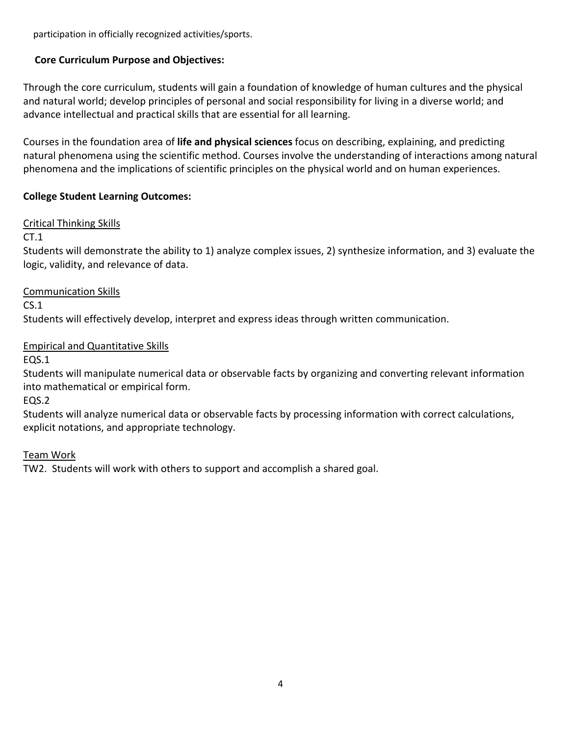participation in officially recognized activities/sports.

**Core Curriculum Purpose and Objectives:**

Through the core curriculum, students will gain a foundation of knowledge of human cultures and the physical and natural world; develop principles of personal and social responsibility for living in a diverse world; and advance intellectual and practical skills that are essential for all learning.

Courses in the foundation area of **life and physical sciences** focus on describing, explaining, and predicting natural phenomena using the scientific method. Courses involve the understanding of interactions among natural phenomena and the implications of scientific principles on the physical world and on human experiences.

**College Student Learning Outcomes:**

Critical Thinking Skills

CT.1

Students will demonstrate the ability to 1) analyze complex issues, 2) synthesize information, and 3) evaluate the logic, validity, and relevance of data.

Communication Skills

CS.1

Students will effectively develop, interpret and express ideas through written communication.

Empirical and Quantitative Skills

EQS.1

Students will manipulate numerical data or observable facts by organizing and converting relevant information into mathematical or empirical form.

EQS.2

Students will analyze numerical data or observable facts by processing information with correct calculations, explicit notations, and appropriate technology.

Team Work

TW2. Students will work with others to support and accomplish a shared goal.